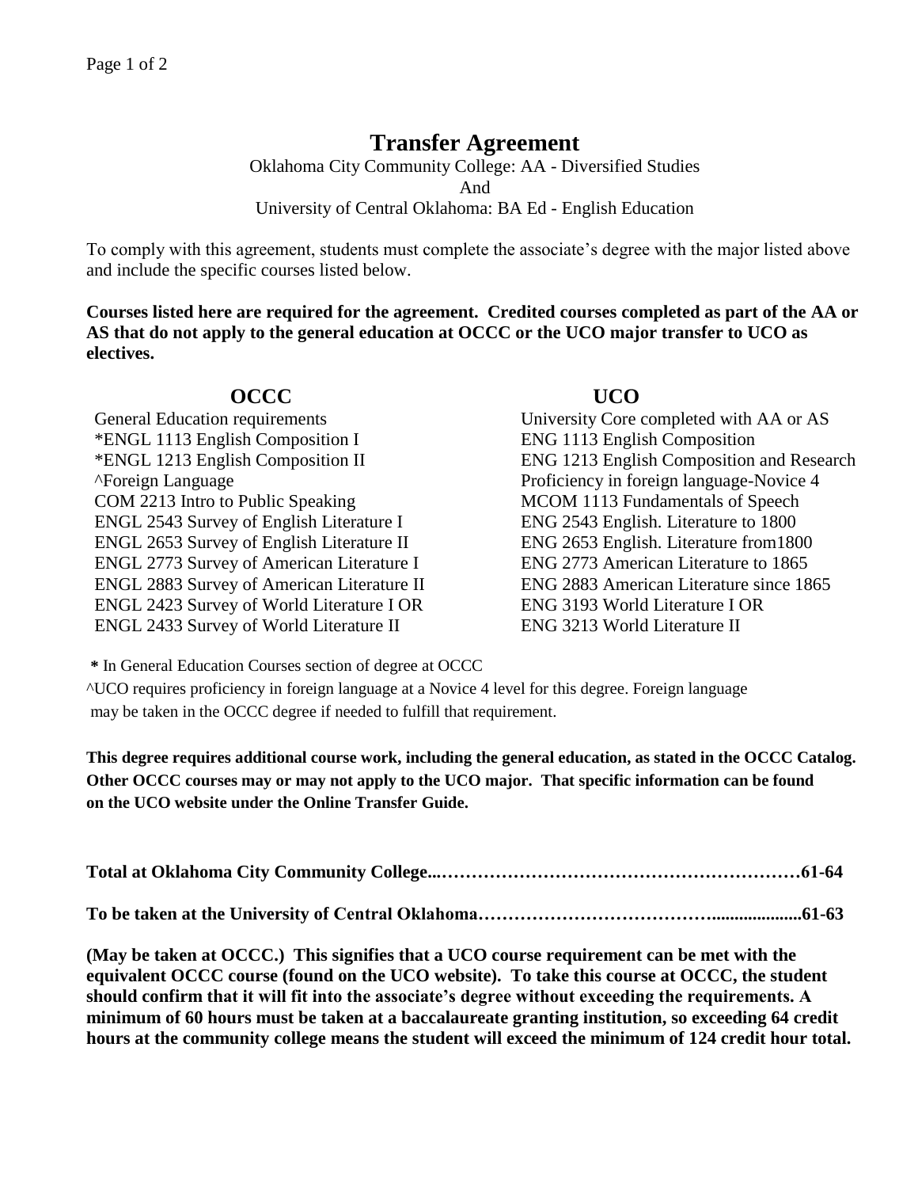# Transfer Agreement

Oklahoma City Community College: AA - Diversified Studies
And
University of Central Oklahoma: BA Ed - English Education

To comply with this agreement, students must complete the associate's degree with the major listed above and include the specific courses listed below.

**Courses listed here are required for the agreement. Credited courses completed as part of the AA or AS that do not apply to the general education at OCCC or the UCO major transfer to UCO as electives.**

| OCCC | UCO |
|---|---|
| General Education requirements | University Core completed with AA or AS |
| *ENGL 1113 English Composition I | ENG 1113 English Composition |
| *ENGL 1213 English Composition II | ENG 1213 English Composition and Research |
| ^Foreign Language | Proficiency in foreign language-Novice 4 |
| COM 2213 Intro to Public Speaking | MCOM 1113 Fundamentals of Speech |
| ENGL 2543 Survey of English Literature I | ENG 2543 English. Literature to 1800 |
| ENGL 2653 Survey of English Literature II | ENG 2653 English. Literature from1800 |
| ENGL 2773 Survey of American Literature I | ENG 2773 American Literature to 1865 |
| ENGL 2883 Survey of American Literature II | ENG 2883 American Literature since 1865 |
| ENGL 2423 Survey of World Literature I OR | ENG 3193 World Literature I OR |
| ENGL 2433 Survey of World Literature II | ENG 3213 World Literature II |

**\*** In General Education Courses section of degree at OCCC

^UCO requires proficiency in foreign language at a Novice 4 level for this degree. Foreign language may be taken in the OCCC degree if needed to fulfill that requirement.

**This degree requires additional course work, including the general education, as stated in the OCCC Catalog. Other OCCC courses may or may not apply to the UCO major. That specific information can be found on the UCO website under the Online Transfer Guide.**

**Total at Oklahoma City Community College...……………………………………………………61-64**

**To be taken at the University of Central Oklahoma……………………………….....................61-63**

**(May be taken at OCCC.) This signifies that a UCO course requirement can be met with the equivalent OCCC course (found on the UCO website). To take this course at OCCC, the student should confirm that it will fit into the associate's degree without exceeding the requirements. A minimum of 60 hours must be taken at a baccalaureate granting institution, so exceeding 64 credit hours at the community college means the student will exceed the minimum of 124 credit hour total.**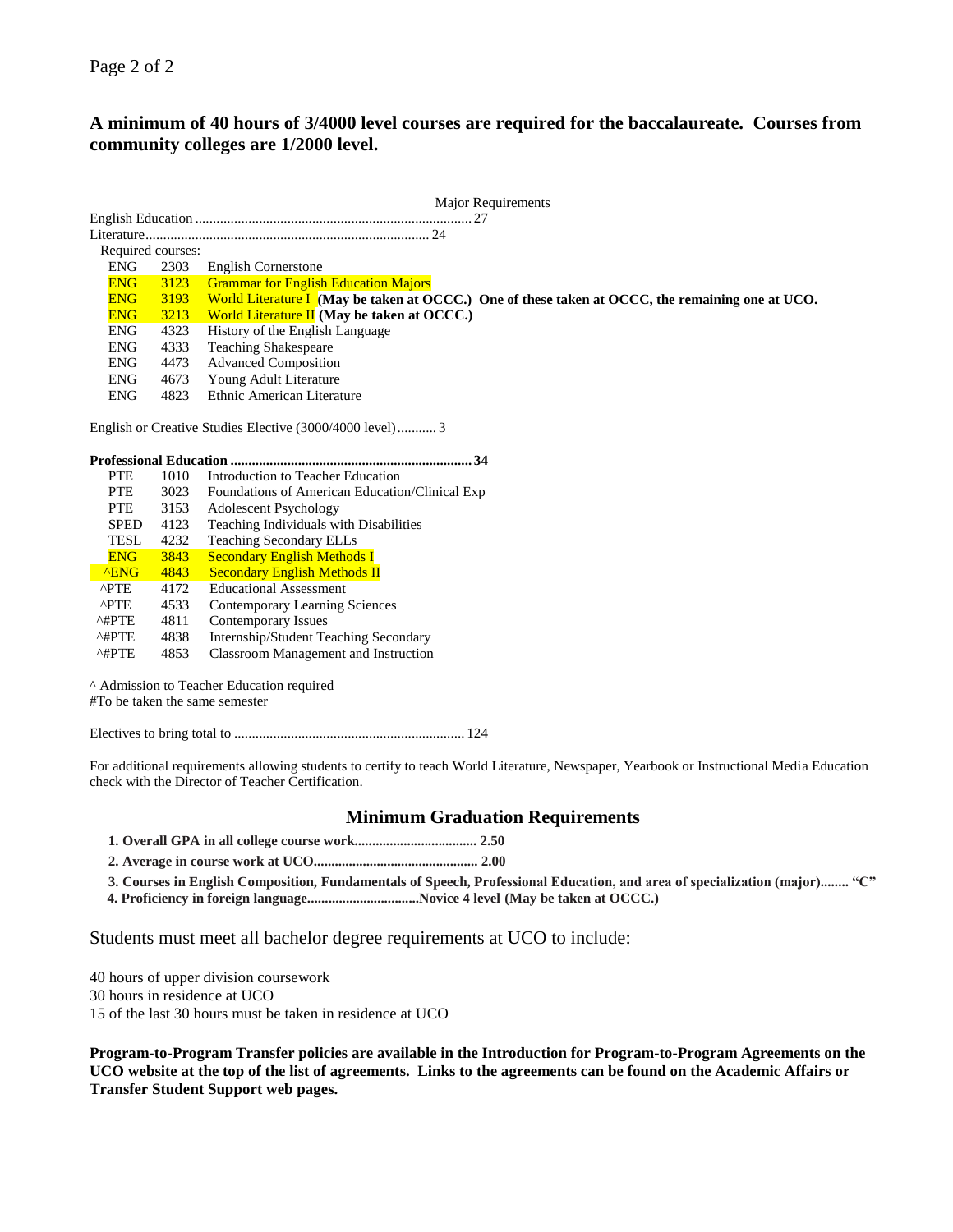**A minimum of 40 hours of 3/4000 level courses are required for the baccalaureate. Courses from community colleges are 1/2000 level.**

Major Requirements

English Education ............................................................................ 27

Literature.............................................................................. 24

Required courses:

| | | |
|---|---|---|
| ENG | 2303 | English Cornerstone |
| ENG | 3123 | Grammar for English Education Majors |
| ENG | 3193 | World Literature I **(May be taken at OCCC.) One of these taken at OCCC, the remaining one at UCO.** |
| ENG | 3213 | World Literature II **(May be taken at OCCC.)** |
| ENG | 4323 | History of the English Language |
| ENG | 4333 | Teaching Shakespeare |
| ENG | 4473 | Advanced Composition |
| ENG | 4673 | Young Adult Literature |
| ENG | 4823 | Ethnic American Literature |

English or Creative Studies Elective (3000/4000 level)........... 3

**Professional Education ................................................................... 34**

| | | |
|---|---|---|
| PTE | 1010 | Introduction to Teacher Education |
| PTE | 3023 | Foundations of American Education/Clinical Exp |
| PTE | 3153 | Adolescent Psychology |
| SPED | 4123 | Teaching Individuals with Disabilities |
| TESL | 4232 | Teaching Secondary ELLs |
| ENG | 3843 | Secondary English Methods I |
| ^ENG | 4843 | Secondary English Methods II |
| ^PTE | 4172 | Educational Assessment |
| ^PTE | 4533 | Contemporary Learning Sciences |
| ^#PTE | 4811 | Contemporary Issues |
| ^#PTE | 4838 | Internship/Student Teaching Secondary |
| ^#PTE | 4853 | Classroom Management and Instruction |

^ Admission to Teacher Education required
#To be taken the same semester

Electives to bring total to ................................................................. 124

For additional requirements allowing students to certify to teach World Literature, Newspaper, Yearbook or Instructional Media Education check with the Director of Teacher Certification.

## Minimum Graduation Requirements

1. **Overall GPA in all college course work.................................. 2.50**
2. **Average in course work at UCO.............................................. 2.00**
3. **Courses in English Composition, Fundamentals of Speech, Professional Education, and area of specialization (major)........ "C"**
4. **Proficiency in foreign language................................Novice 4 level (May be taken at OCCC.)**

Students must meet all bachelor degree requirements at UCO to include:

40 hours of upper division coursework
30 hours in residence at UCO
15 of the last 30 hours must be taken in residence at UCO

**Program-to-Program Transfer policies are available in the Introduction for Program-to-Program Agreements on the UCO website at the top of the list of agreements. Links to the agreements can be found on the Academic Affairs or Transfer Student Support web pages.**